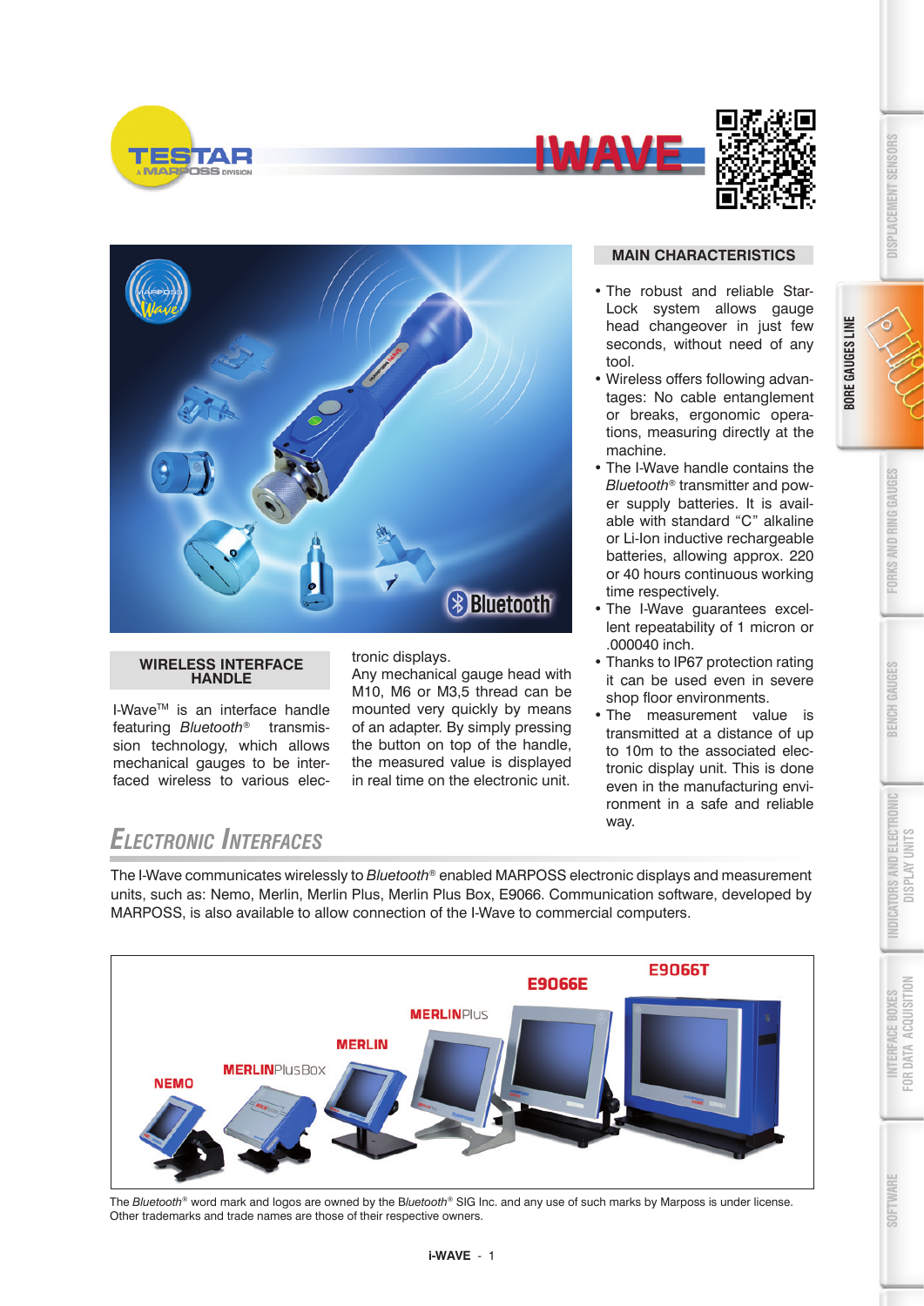# IWAVE

## MAIN CHARACTERISTICS

- The robust and reliable Star-Lock system allows gauge head changeover in just few seconds, without need of any tool.
- Wireless offers following advantages: No cable entanglement or breaks, ergonomic operations, measuring directly at the machine.
- The I-Wave handle contains the *Bluetooth*® transmitter and power supply batteries. It is available with standard "C" alkaline or Li-Ion inductive rechargeable batteries, allowing approx. 220 or 40 hours continuous working time respectively.
- The I-Wave guarantees excellent repeatability of 1 micron or .000040 inch.
- Thanks to IP67 protection rating it can be used even in severe shop floor environments.
- The measurement value is transmitted at a distance of up to 10m to the associated electronic display unit. This is done even in the manufacturing environment in a safe and reliable way.

## WIRELESS INTERFACE HANDLE

I-Wave™ is an interface handle featuring *Bluetooth*® transmission technology, which allows mechanical gauges to be interfaced wireless to various electronic displays.

Any mechanical gauge head with M10, M6 or M3,5 thread can be mounted very quickly by means of an adapter. By simply pressing the button on top of the handle, the measured value is displayed in real time on the electronic unit.

## ELECTRONIC INTERFACES

The I-Wave communicates wirelessly to *Bluetooth*® enabled MARPOSS electronic displays and measurement units, such as: Nemo, Merlin, Merlin Plus, Merlin Plus Box, E9066. Communication software, developed by MARPOSS, is also available to allow connection of the I-Wave to commercial computers.

The *Bluetooth*® word mark and logos are owned by the *Bluetooth*® SIG Inc. and any use of such marks by Marposs is under license.
Other trademarks and trade names are those of their respective owners.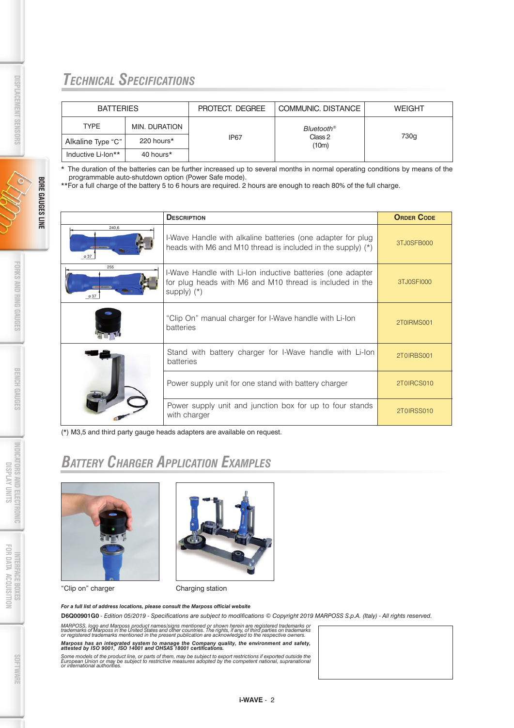## Technical Specifications

| BATTERIES | | PROTECT. DEGREE | COMMUNIC. DISTANCE | WEIGHT |
|---|---|---|---|---|
| TYPE | MIN. DURATION | IP67 | *Bluetooth®* Class 2 (10m) | 730g |
| Alkaline Type "C" | 220 hours* | | | |
| Inductive Li-Ion** | 40 hours* | | | |

\* The duration of the batteries can be further increased up to several months in normal operating conditions by means of the programmable auto-shutdown option (Power Safe mode).
**For a full charge of the battery 5 to 6 hours are required. 2 hours are enough to reach 80% of the full charge.

| | Description | Order Code |
|---|---|---|
| 240,6 ø 37 | I-Wave Handle with alkaline batteries (one adapter for plug heads with M6 and M10 thread is included in the supply) (*) | 3TJ0SFB000 |
| 255 ø 37 | I-Wave Handle with Li-Ion inductive batteries (one adapter for plug heads with M6 and M10 thread is included in the supply) (*) | 3TJ0SFI000 |
| | "Clip On" manual charger for I-Wave handle with Li-Ion batteries | 2T0IRMS001 |
| | Stand with battery charger for I-Wave handle with Li-Ion batteries | 2T0IRBS001 |
| | Power supply unit for one stand with battery charger | 2T0IRCS010 |
| | Power supply unit and junction box for up to four stands with charger | 2T0IRSS010 |

(*) M3,5 and third party gauge heads adapters are available on request.

## Battery Charger Application Examples

"Clip on" charger

Charging station

***For a full list of address locations, please consult the Marposs official website***

**D6Q00901G0** - *Edition 05/2019 - Specifications are subject to modifications © Copyright 2019 MARPOSS S.p.A. (Italy) - All rights reserved.*

*MARPOSS, logo and Marposs product names/signs mentioned or shown herein are registered trademarks or trademarks of Marposs in the United States and other countries. The rights, if any, of third parties on trademarks or registered trademarks mentioned in the present publication are acknowledged to the respective owners.*

***Marposs has an integrated system to manage the Company quality, the environment and safety, attested by ISO 9001, ISO 14001 and OHSAS 18001 certifications.***

*Some models of the product line, or parts of them, may be subject to export restrictions if exported outside the European Union or may be subject to restrictive measures adopted by the competent national, supranational or international authorities.*